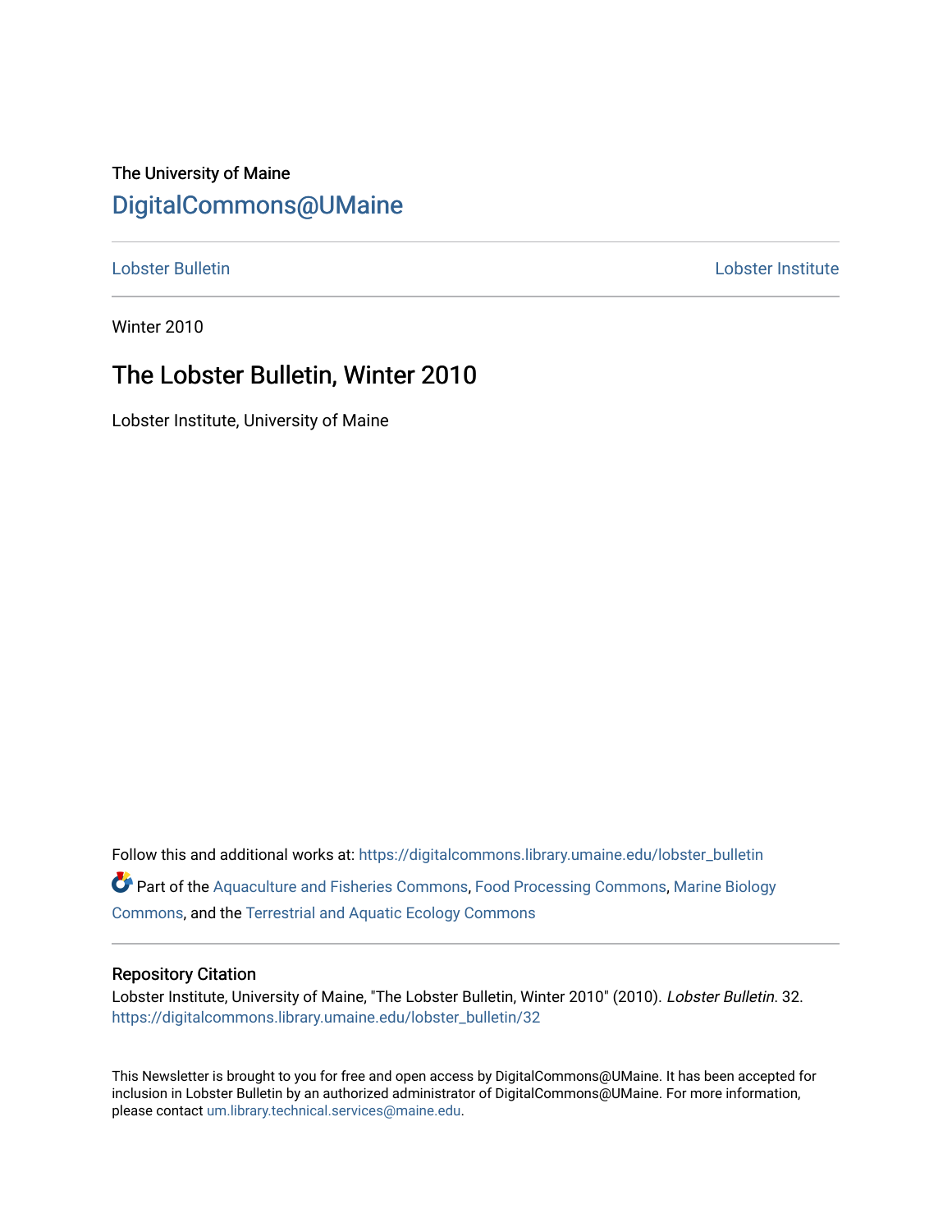The University of Maine

DigitalCommons@UMaine

Lobster Bulletin | Lobster Institute

Winter 2010

# The Lobster Bulletin, Winter 2010

Lobster Institute, University of Maine

Follow this and additional works at: https://digitalcommons.library.umaine.edu/lobster_bulletin

Part of the Aquaculture and Fisheries Commons, Food Processing Commons, Marine Biology Commons, and the Terrestrial and Aquatic Ecology Commons

## Repository Citation

Lobster Institute, University of Maine, "The Lobster Bulletin, Winter 2010" (2010). *Lobster Bulletin*. 32.
https://digitalcommons.library.umaine.edu/lobster_bulletin/32

This Newsletter is brought to you for free and open access by DigitalCommons@UMaine. It has been accepted for inclusion in Lobster Bulletin by an authorized administrator of DigitalCommons@UMaine. For more information, please contact um.library.technical.services@maine.edu.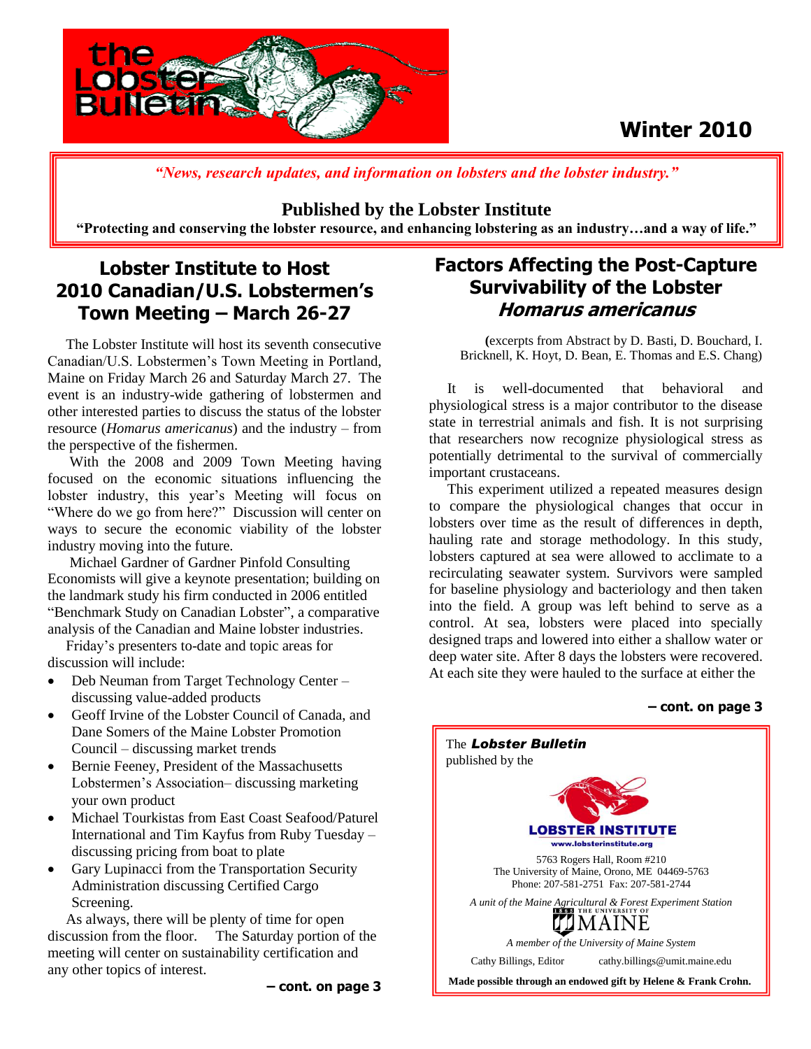# the Lobster Bulletin

**Winter 2010**

*"News, research updates, and information on lobsters and the lobster industry."*

**Published by the Lobster Institute**

**"Protecting and conserving the lobster resource, and enhancing lobstering as an industry…and a way of life."**

## Lobster Institute to Host 2010 Canadian/U.S. Lobstermen's Town Meeting – March 26-27

The Lobster Institute will host its seventh consecutive Canadian/U.S. Lobstermen's Town Meeting in Portland, Maine on Friday March 26 and Saturday March 27. The event is an industry-wide gathering of lobstermen and other interested parties to discuss the status of the lobster resource (*Homarus americanus*) and the industry – from the perspective of the fishermen.

With the 2008 and 2009 Town Meeting having focused on the economic situations influencing the lobster industry, this year's Meeting will focus on "Where do we go from here?" Discussion will center on ways to secure the economic viability of the lobster industry moving into the future.

Michael Gardner of Gardner Pinfold Consulting Economists will give a keynote presentation; building on the landmark study his firm conducted in 2006 entitled "Benchmark Study on Canadian Lobster", a comparative analysis of the Canadian and Maine lobster industries.

Friday's presenters to-date and topic areas for discussion will include:

- Deb Neuman from Target Technology Center – discussing value-added products
- Geoff Irvine of the Lobster Council of Canada, and Dane Somers of the Maine Lobster Promotion Council – discussing market trends
- Bernie Feeney, President of the Massachusetts Lobstermen's Association– discussing marketing your own product
- Michael Tourkistas from East Coast Seafood/Paturel International and Tim Kayfus from Ruby Tuesday – discussing pricing from boat to plate
- Gary Lupinacci from the Transportation Security Administration discussing Certified Cargo Screening.

As always, there will be plenty of time for open discussion from the floor. The Saturday portion of the meeting will center on sustainability certification and any other topics of interest.

**– cont. on page 3**

## Factors Affecting the Post-Capture Survivability of the Lobster *Homarus americanus*

(excerpts from Abstract by D. Basti, D. Bouchard, I. Bricknell, K. Hoyt, D. Bean, E. Thomas and E.S. Chang)

It is well-documented that behavioral and physiological stress is a major contributor to the disease state in terrestrial animals and fish. It is not surprising that researchers now recognize physiological stress as potentially detrimental to the survival of commercially important crustaceans.

This experiment utilized a repeated measures design to compare the physiological changes that occur in lobsters over time as the result of differences in depth, hauling rate and storage methodology. In this study, lobsters captured at sea were allowed to acclimate to a recirculating seawater system. Survivors were sampled for baseline physiology and bacteriology and then taken into the field. A group was left behind to serve as a control. At sea, lobsters were placed into specially designed traps and lowered into either a shallow water or deep water site. After 8 days the lobsters were recovered. At each site they were hauled to the surface at either the

**– cont. on page 3**

---

The ***Lobster Bulletin*** published by the

**LOBSTER INSTITUTE**
www.lobsterinstitute.org

5763 Rogers Hall, Room #210
The University of Maine, Orono, ME 04469-5763
Phone: 207-581-2751 Fax: 207-581-2744

*A unit of the Maine Agricultural & Forest Experiment Station*

THE UNIVERSITY OF MAINE

*A member of the University of Maine System*

Cathy Billings, Editor cathy.billings@umit.maine.edu

**Made possible through an endowed gift by Helene & Frank Crohn.**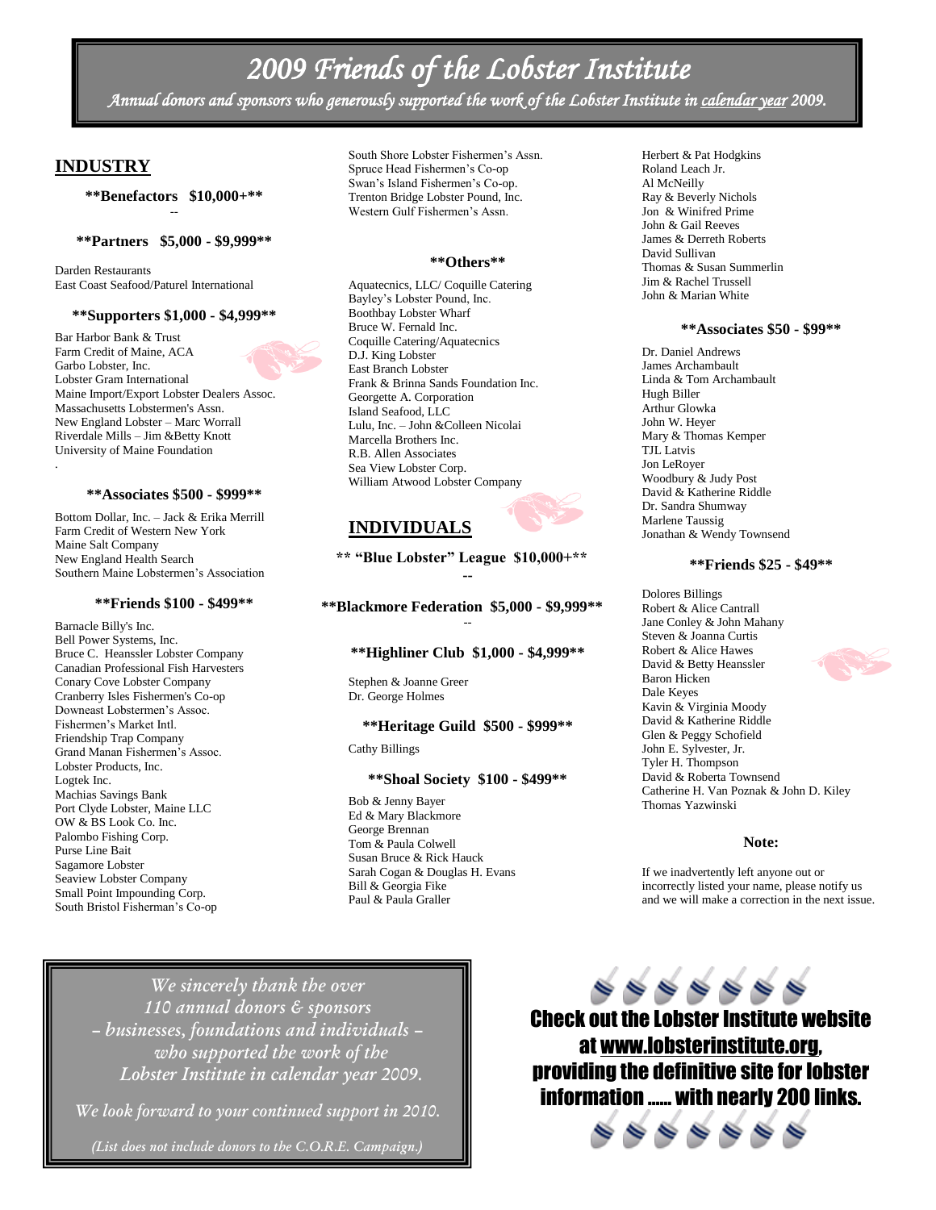# *2009 Friends of the Lobster Institute*

*Annual donors and sponsors who generously supported the work of the Lobster Institute in calendar year 2009.*

## INDUSTRY

**\*\*Benefactors $10,000+\*\***

--

**\*\*Partners $5,000 - $9,999\*\***

Darden Restaurants
East Coast Seafood/Paturel International

**\*\*Supporters $1,000 - $4,999\*\***

Bar Harbor Bank & Trust
Farm Credit of Maine, ACA
Garbo Lobster, Inc.
Lobster Gram International
Maine Import/Export Lobster Dealers Assoc.
Massachusetts Lobstermen's Assn.
New England Lobster – Marc Worrall
Riverdale Mills – Jim &Betty Knott
University of Maine Foundation

**\*\*Associates $500 - $999\*\***

Bottom Dollar, Inc. – Jack & Erika Merrill
Farm Credit of Western New York
Maine Salt Company
New England Health Search
Southern Maine Lobstermen's Association

**\*\*Friends $100 - $499\*\***

Barnacle Billy's Inc.
Bell Power Systems, Inc.
Bruce C. Heanssler Lobster Company
Canadian Professional Fish Harvesters
Conary Cove Lobster Company
Cranberry Isles Fishermen's Co-op
Downeast Lobstermen's Assoc.
Fishermen's Market Intl.
Friendship Trap Company
Grand Manan Fishermen's Assoc.
Lobster Products, Inc.
Logtek Inc.
Machias Savings Bank
Port Clyde Lobster, Maine LLC
OW & BS Look Co. Inc.
Palombo Fishing Corp.
Purse Line Bait
Sagamore Lobster
Seaview Lobster Company
Small Point Impounding Corp.
South Bristol Fisherman's Co-op
South Shore Lobster Fishermen's Assn.
Spruce Head Fishermen's Co-op
Swan's Island Fishermen's Co-op.
Trenton Bridge Lobster Pound, Inc.
Western Gulf Fishermen's Assn.

**\*\*Others\*\***

Aquatecnics, LLC/ Coquille Catering
Bayley's Lobster Pound, Inc.
Boothbay Lobster Wharf
Bruce W. Fernald Inc.
Coquille Catering/Aquatecnics
D.J. King Lobster
East Branch Lobster
Frank & Brinna Sands Foundation Inc.
Georgette A. Corporation
Island Seafood, LLC
Lulu, Inc. – John &Colleen Nicolai
Marcella Brothers Inc.
R.B. Allen Associates
Sea View Lobster Corp.
William Atwood Lobster Company

## INDIVIDUALS

**\*\* "Blue Lobster" League $10,000+\*\***

--

**\*\*Blackmore Federation $5,000 - $9,999\*\***

--

**\*\*Highliner Club $1,000 - $4,999\*\***

Stephen & Joanne Greer
Dr. George Holmes

**\*\*Heritage Guild $500 - $999\*\***

Cathy Billings

**\*\*Shoal Society $100 - $499\*\***

Bob & Jenny Bayer
Ed & Mary Blackmore
George Brennan
Tom & Paula Colwell
Susan Bruce & Rick Hauck
Sarah Cogan & Douglas H. Evans
Bill & Georgia Fike
Paul & Paula Graller
Herbert & Pat Hodgkins
Roland Leach Jr.
Al McNeilly
Ray & Beverly Nichols
Jon & Winifred Prime
John & Gail Reeves
James & Derreth Roberts
David Sullivan
Thomas & Susan Summerlin
Jim & Rachel Trussell
John & Marian White

**\*\*Associates $50 - $99\*\***

Dr. Daniel Andrews
James Archambault
Linda & Tom Archambault
Hugh Biller
Arthur Glowka
John W. Heyer
Mary & Thomas Kemper
TJL Latvis
Jon LeRoyer
Woodbury & Judy Post
David & Katherine Riddle
Dr. Sandra Shumway
Marlene Taussig
Jonathan & Wendy Townsend

**\*\*Friends $25 - $49\*\***

Dolores Billings
Robert & Alice Cantrall
Jane Conley & John Mahany
Steven & Joanna Curtis
Robert & Alice Hawes
David & Betty Heanssler
Baron Hicken
Dale Keyes
Kavin & Virginia Moody
David & Katherine Riddle
Glen & Peggy Schofield
John E. Sylvester, Jr.
Tyler H. Thompson
David & Roberta Townsend
Catherine H. Van Poznak & John D. Kiley
Thomas Yazwinski

**Note:**

If we inadvertently left anyone out or incorrectly listed your name, please notify us and we will make a correction in the next issue.

*We sincerely thank the over 110 annual donors & sponsors – businesses, foundations and individuals – who supported the work of the Lobster Institute in calendar year 2009.*

*We look forward to your continued support in 2010.*

*(List does not include donors to the C.O.R.E. Campaign.)*

**Check out the Lobster Institute website at www.lobsterinstitute.org, providing the definitive site for lobster information ...... with nearly 200 links.**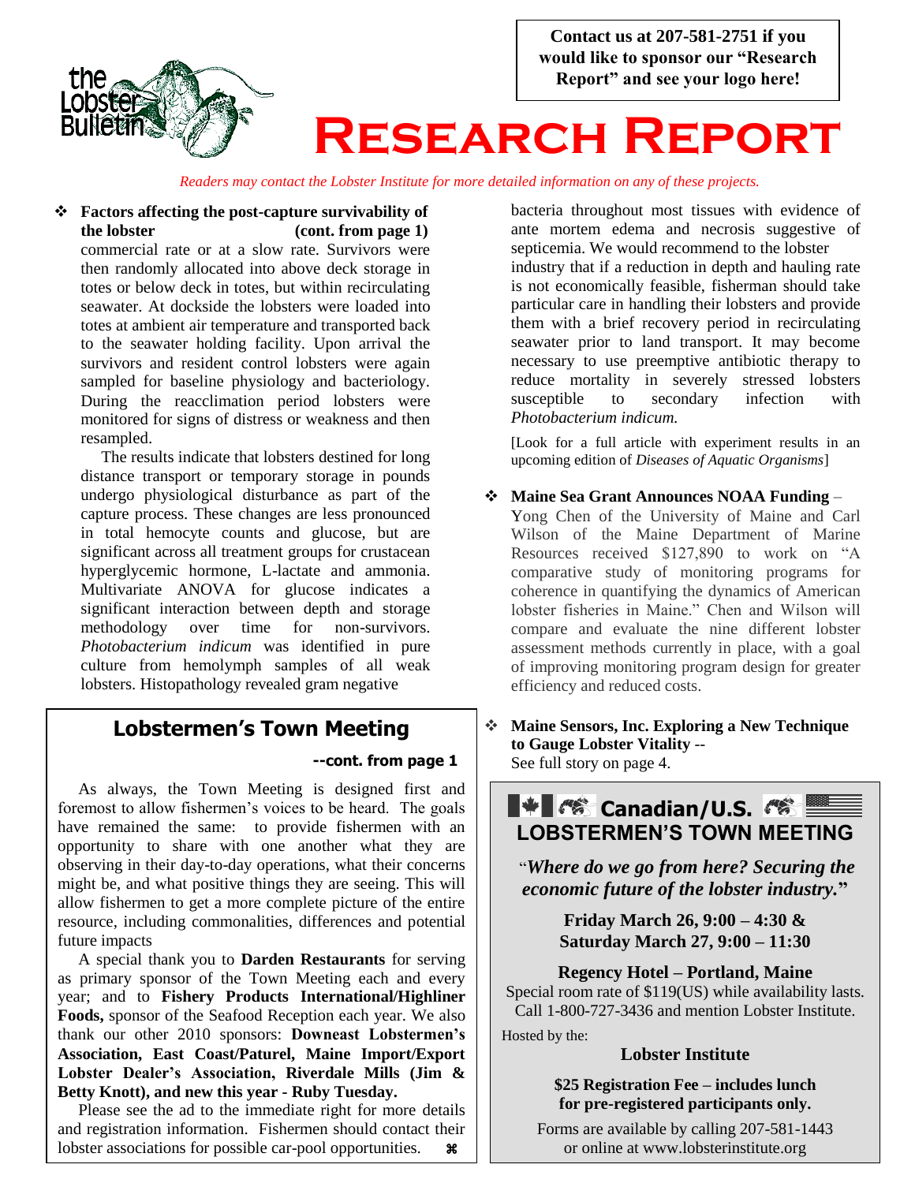Contact us at 207-581-2751 if you would like to sponsor our "Research Report" and see your logo here!

# Research Report

*Readers may contact the Lobster Institute for more detailed information on any of these projects.*

- **Factors affecting the post-capture survivability of the lobster (cont. from page 1)**

commercial rate or at a slow rate. Survivors were then randomly allocated into above deck storage in totes or below deck in totes, but within recirculating seawater. At dockside the lobsters were loaded into totes at ambient air temperature and transported back to the seawater holding facility. Upon arrival the survivors and resident control lobsters were again sampled for baseline physiology and bacteriology. During the reacclimation period lobsters were monitored for signs of distress or weakness and then resampled.

The results indicate that lobsters destined for long distance transport or temporary storage in pounds undergo physiological disturbance as part of the capture process. These changes are less pronounced in total hemocyte counts and glucose, but are significant across all treatment groups for crustacean hyperglycemic hormone, L-lactate and ammonia. Multivariate ANOVA for glucose indicates a significant interaction between depth and storage methodology over time for non-survivors. *Photobacterium indicum* was identified in pure culture from hemolymph samples of all weak lobsters. Histopathology revealed gram negative bacteria throughout most tissues with evidence of ante mortem edema and necrosis suggestive of septicemia. We would recommend to the lobster industry that if a reduction in depth and hauling rate is not economically feasible, fisherman should take particular care in handling their lobsters and provide them with a brief recovery period in recirculating seawater prior to land transport. It may become necessary to use preemptive antibiotic therapy to reduce mortality in severely stressed lobsters susceptible to secondary infection with *Photobacterium indicum.*

[Look for a full article with experiment results in an upcoming edition of *Diseases of Aquatic Organisms*]

- **Maine Sea Grant Announces NOAA Funding** – Yong Chen of the University of Maine and Carl Wilson of the Maine Department of Marine Resources received $127,890 to work on "A comparative study of monitoring programs for coherence in quantifying the dynamics of American lobster fisheries in Maine." Chen and Wilson will compare and evaluate the nine different lobster assessment methods currently in place, with a goal of improving monitoring program design for greater efficiency and reduced costs.

- **Maine Sensors, Inc. Exploring a New Technique to Gauge Lobster Vitality** -- See full story on page 4.

## Lobstermen's Town Meeting

**--cont. from page 1**

As always, the Town Meeting is designed first and foremost to allow fishermen's voices to be heard. The goals have remained the same: to provide fishermen with an opportunity to share with one another what they are observing in their day-to-day operations, what their concerns might be, and what positive things they are seeing. This will allow fishermen to get a more complete picture of the entire resource, including commonalities, differences and potential future impacts

A special thank you to **Darden Restaurants** for serving as primary sponsor of the Town Meeting each and every year; and to **Fishery Products International/Highliner Foods,** sponsor of the Seafood Reception each year. We also thank our other 2010 sponsors: **Downeast Lobstermen's Association, East Coast/Paturel, Maine Import/Export Lobster Dealer's Association, Riverdale Mills (Jim & Betty Knott), and new this year - Ruby Tuesday.**

Please see the ad to the immediate right for more details and registration information. Fishermen should contact their lobster associations for possible car-pool opportunities. ⌘

## Canadian/U.S. LOBSTERMEN'S TOWN MEETING

"***Where do we go from here? Securing the economic future of the lobster industry.***"

**Friday March 26, 9:00 – 4:30 &**
**Saturday March 27, 9:00 – 11:30**

**Regency Hotel – Portland, Maine**

Special room rate of $119(US) while availability lasts. Call 1-800-727-3436 and mention Lobster Institute.

Hosted by the:

**Lobster Institute**

**$25 Registration Fee – includes lunch for pre-registered participants only.**

Forms are available by calling 207-581-1443 or online at www.lobsterinstitute.org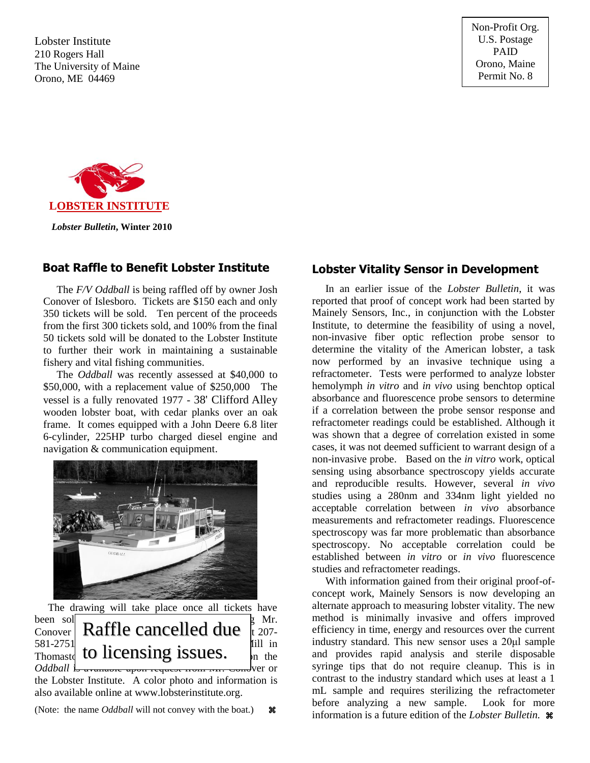Lobster Institute
210 Rogers Hall
The University of Maine
Orono, ME 04469

Non-Profit Org.
U.S. Postage
PAID
Orono, Maine
Permit No. 8

LOBSTER INSTITUTE

***Lobster Bulletin*, Winter 2010**

## Boat Raffle to Benefit Lobster Institute

The *F/V Oddball* is being raffled off by owner Josh Conover of Islesboro. Tickets are $150 each and only 350 tickets will be sold. Ten percent of the proceeds from the first 300 tickets sold, and 100% from the final 50 tickets sold will be donated to the Lobster Institute to further their work in maintaining a sustainable fishery and vital fishing communities.

The *Oddball* was recently assessed at $40,000 to $50,000, with a replacement value of $250,000 The vessel is a fully renovated 1977 - 38' Clifford Alley wooden lobster boat, with cedar planks over an oak frame. It comes equipped with a John Deere 6.8 liter 6-cylinder, 225HP turbo charged diesel engine and navigation & communication equipment.

The drawing will take place once all tickets have been sol[...] Mr. Conover [...]t 207-581-2751 [...]ill in Thomast[...]n the *Oddball* i[...]ver or the Lobster Institute. A color photo and information is also available online at www.lobsterinstitute.org.

Raffle cancelled due to licensing issues.

(Note: the name *Oddball* will not convey with the boat.) ⌘

## Lobster Vitality Sensor in Development

In an earlier issue of the *Lobster Bulletin*, it was reported that proof of concept work had been started by Mainely Sensors, Inc., in conjunction with the Lobster Institute, to determine the feasibility of using a novel, non-invasive fiber optic reflection probe sensor to determine the vitality of the American lobster, a task now performed by an invasive technique using a refractometer. Tests were performed to analyze lobster hemolymph *in vitro* and *in vivo* using benchtop optical absorbance and fluorescence probe sensors to determine if a correlation between the probe sensor response and refractometer readings could be established. Although it was shown that a degree of correlation existed in some cases, it was not deemed sufficient to warrant design of a non-invasive probe. Based on the *in vitro* work, optical sensing using absorbance spectroscopy yields accurate and reproducible results. However, several *in vivo* studies using a 280nm and 334nm light yielded no acceptable correlation between *in vivo* absorbance measurements and refractometer readings. Fluorescence spectroscopy was far more problematic than absorbance spectroscopy. No acceptable correlation could be established between *in vitro* or *in vivo* fluorescence studies and refractometer readings.

With information gained from their original proof-of-concept work, Mainely Sensors is now developing an alternate approach to measuring lobster vitality. The new method is minimally invasive and offers improved efficiency in time, energy and resources over the current industry standard. This new sensor uses a 20μl sample and provides rapid analysis and sterile disposable syringe tips that do not require cleanup. This is in contrast to the industry standard which uses at least a 1 mL sample and requires sterilizing the refractometer before analyzing a new sample. Look for more information is a future edition of the *Lobster Bulletin*. ⌘